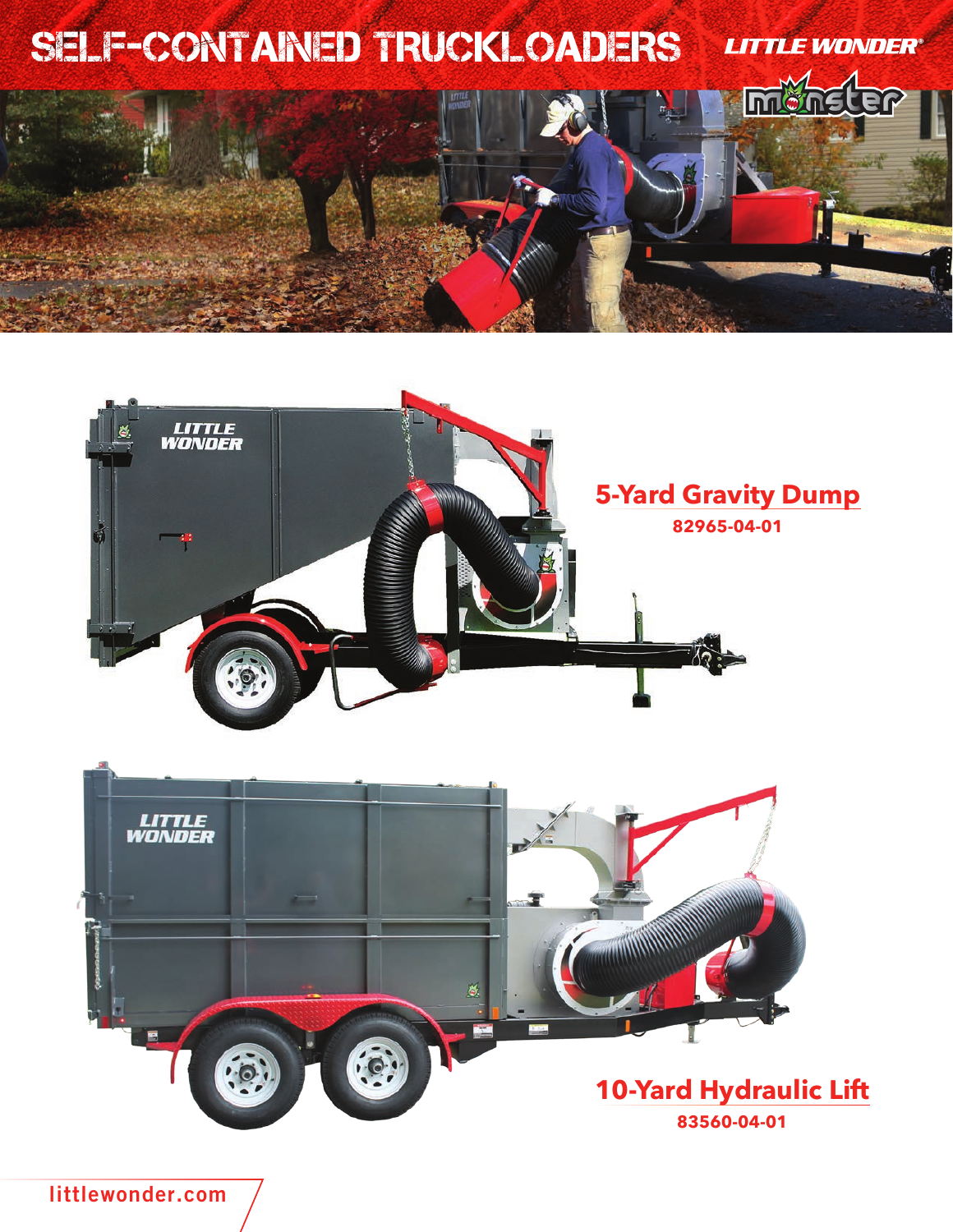# SELF-CONTAINED TRUCKLOADERS

LITTLE WONDER®

monster

## 5-Yard Gravity Dump

**82965-04-01**

## 10-Yard Hydraulic Lift

**83560-04-01**

littlewonder.com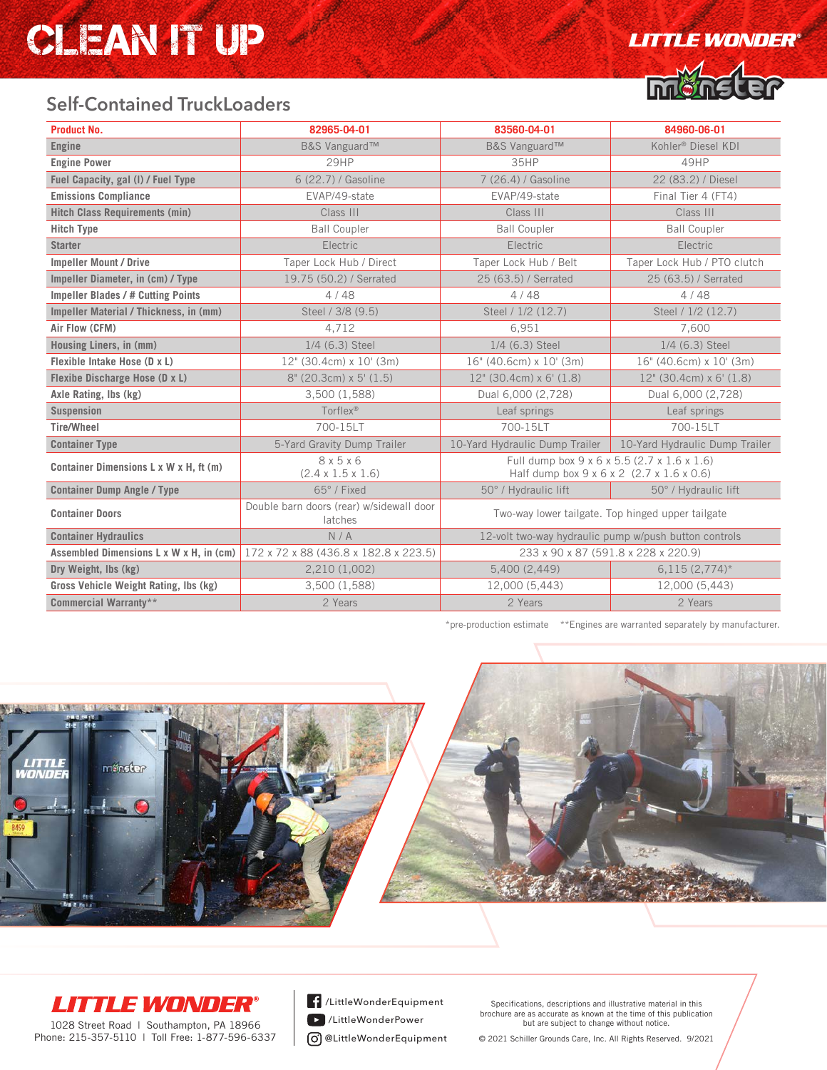# CLEAN IT UP

LITTLE WONDER® monster

## Self-Contained TruckLoaders

| Product No. | 82965-04-01 | 83560-04-01 | 84960-06-01 |
|---|---|---|---|
| Engine | B&S Vanguard™ | B&S Vanguard™ | Kohler® Diesel KDI |
| Engine Power | 29HP | 35HP | 49HP |
| Fuel Capacity, gal (l) / Fuel Type | 6 (22.7) / Gasoline | 7 (26.4) / Gasoline | 22 (83.2) / Diesel |
| Emissions Compliance | EVAP/49-state | EVAP/49-state | Final Tier 4 (FT4) |
| Hitch Class Requirements (min) | Class III | Class III | Class III |
| Hitch Type | Ball Coupler | Ball Coupler | Ball Coupler |
| Starter | Electric | Electric | Electric |
| Impeller Mount / Drive | Taper Lock Hub / Direct | Taper Lock Hub / Belt | Taper Lock Hub / PTO clutch |
| Impeller Diameter, in (cm) / Type | 19.75 (50.2) / Serrated | 25 (63.5) / Serrated | 25 (63.5) / Serrated |
| Impeller Blades / # Cutting Points | 4 / 48 | 4 / 48 | 4 / 48 |
| Impeller Material / Thickness, in (mm) | Steel / 3/8 (9.5) | Steel / 1/2 (12.7) | Steel / 1/2 (12.7) |
| Air Flow (CFM) | 4,712 | 6,951 | 7,600 |
| Housing Liners, in (mm) | 1/4 (6.3) Steel | 1/4 (6.3) Steel | 1/4 (6.3) Steel |
| Flexible Intake Hose (D x L) | 12" (30.4cm) x 10' (3m) | 16" (40.6cm) x 10' (3m) | 16" (40.6cm) x 10' (3m) |
| Flexibe Discharge Hose (D x L) | 8" (20.3cm) x 5' (1.5) | 12" (30.4cm) x 6' (1.8) | 12" (30.4cm) x 6' (1.8) |
| Axle Rating, lbs (kg) | 3,500 (1,588) | Dual 6,000 (2,728) | Dual 6,000 (2,728) |
| Suspension | Torflex® | Leaf springs | Leaf springs |
| Tire/Wheel | 700-15LT | 700-15LT | 700-15LT |
| Container Type | 5-Yard Gravity Dump Trailer | 10-Yard Hydraulic Dump Trailer | 10-Yard Hydraulic Dump Trailer |
| Container Dimensions L x W x H, ft (m) | 8 x 5 x 6 (2.4 x 1.5 x 1.6) | Full dump box 9 x 6 x 5.5 (2.7 x 1.6 x 1.6) Half dump box 9 x 6 x 2 (2.7 x 1.6 x 0.6) | |
| Container Dump Angle / Type | 65° / Fixed | 50° / Hydraulic lift | 50° / Hydraulic lift |
| Container Doors | Double barn doors (rear) w/sidewall door latches | Two-way lower tailgate. Top hinged upper tailgate | |
| Container Hydraulics | N / A | 12-volt two-way hydraulic pump w/push button controls | |
| Assembled Dimensions L x W x H, in (cm) | 172 x 72 x 88 (436.8 x 182.8 x 223.5) | 233 x 90 x 87 (591.8 x 228 x 220.9) | |
| Dry Weight, lbs (kg) | 2,210 (1,002) | 5,400 (2,449) | 6,115 (2,774)* |
| Gross Vehicle Weight Rating, lbs (kg) | 3,500 (1,588) | 12,000 (5,443) | 12,000 (5,443) |
| Commercial Warranty** | 2 Years | 2 Years | 2 Years |

*pre-production estimate **Engines are warranted separately by manufacturer.

LITTLE WONDER®
1028 Street Road | Southampton, PA 18966
Phone: 215-357-5110 | Toll Free: 1-877-596-6337

/LittleWonderEquipment
/LittleWonderPower
@LittleWonderEquipment

Specifications, descriptions and illustrative material in this brochure are as accurate as known at the time of this publication but are subject to change without notice.

© 2021 Schiller Grounds Care, Inc. All Rights Reserved. 9/2021